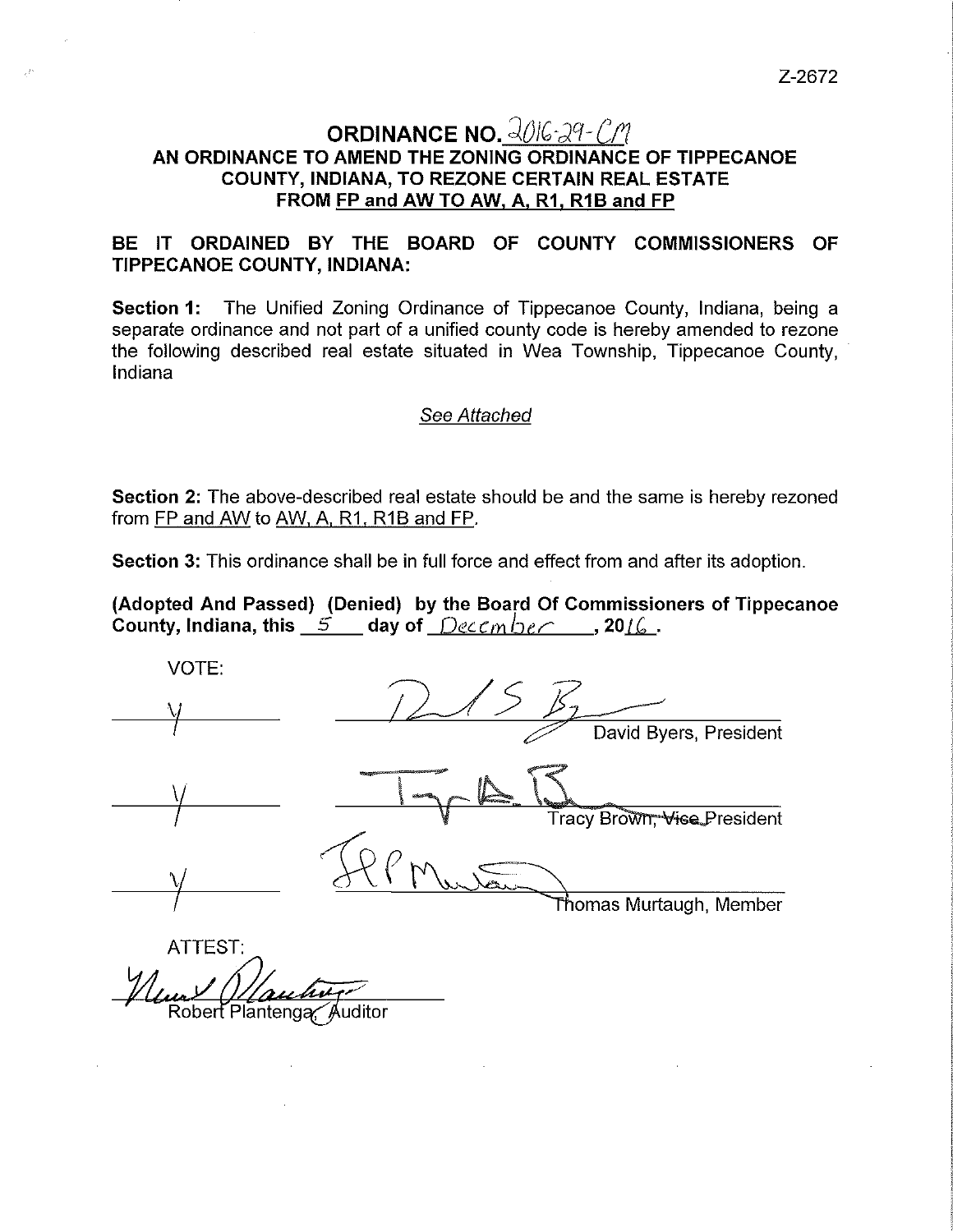Z-2672

# ORDINANCE NO. 2016-29-CM

## AN ORDINANCE TO AMEND THE ZONING ORDINANCE OF TIPPECANOE COUNTY, INDIANA, TO REZONE CERTAIN REAL ESTATE FROM FP and AW TO AW, A, R1, R1B and FP

**BE IT ORDAINED BY THE BOARD OF COUNTY COMMISSIONERS OF TIPPECANOE COUNTY, INDIANA:**

**Section 1:** The Unified Zoning Ordinance of Tippecanoe County, Indiana, being a separate ordinance and not part of a unified county code is hereby amended to rezone the following described real estate situated in Wea Township, Tippecanoe County, Indiana

*See Attached*

**Section 2:** The above-described real estate should be and the same is hereby rezoned from FP and AW to AW, A, R1, R1B and FP.

**Section 3:** This ordinance shall be in full force and effect from and after its adoption.

**(Adopted And Passed) (Denied) by the Board Of Commissioners of Tippecanoe County, Indiana, this 5 day of December, 2016.**

VOTE:

| Vote | Signature |
|---|---|
| Y | David Byers, President |
| Y | Tracy Brown, ~~Vice~~ President |
| Y | Thomas Murtaugh, Member |

ATTEST:

Robert Plantenga, Auditor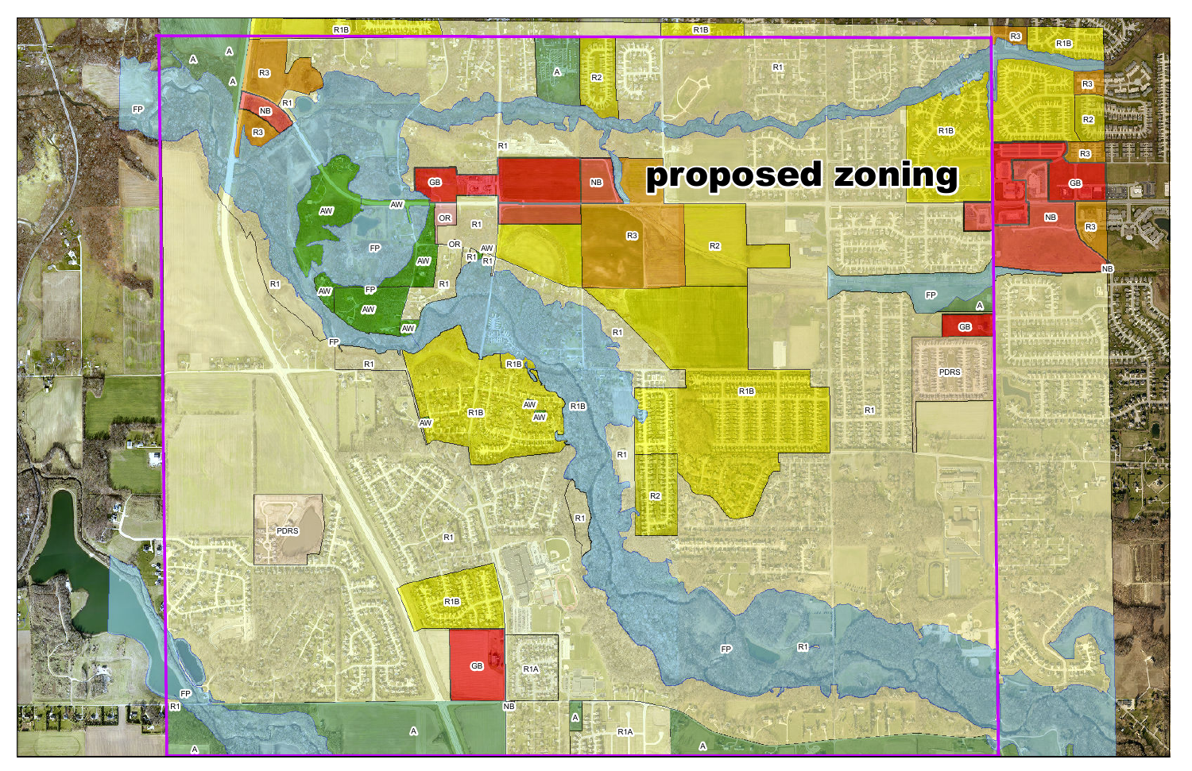**proposed zoning**